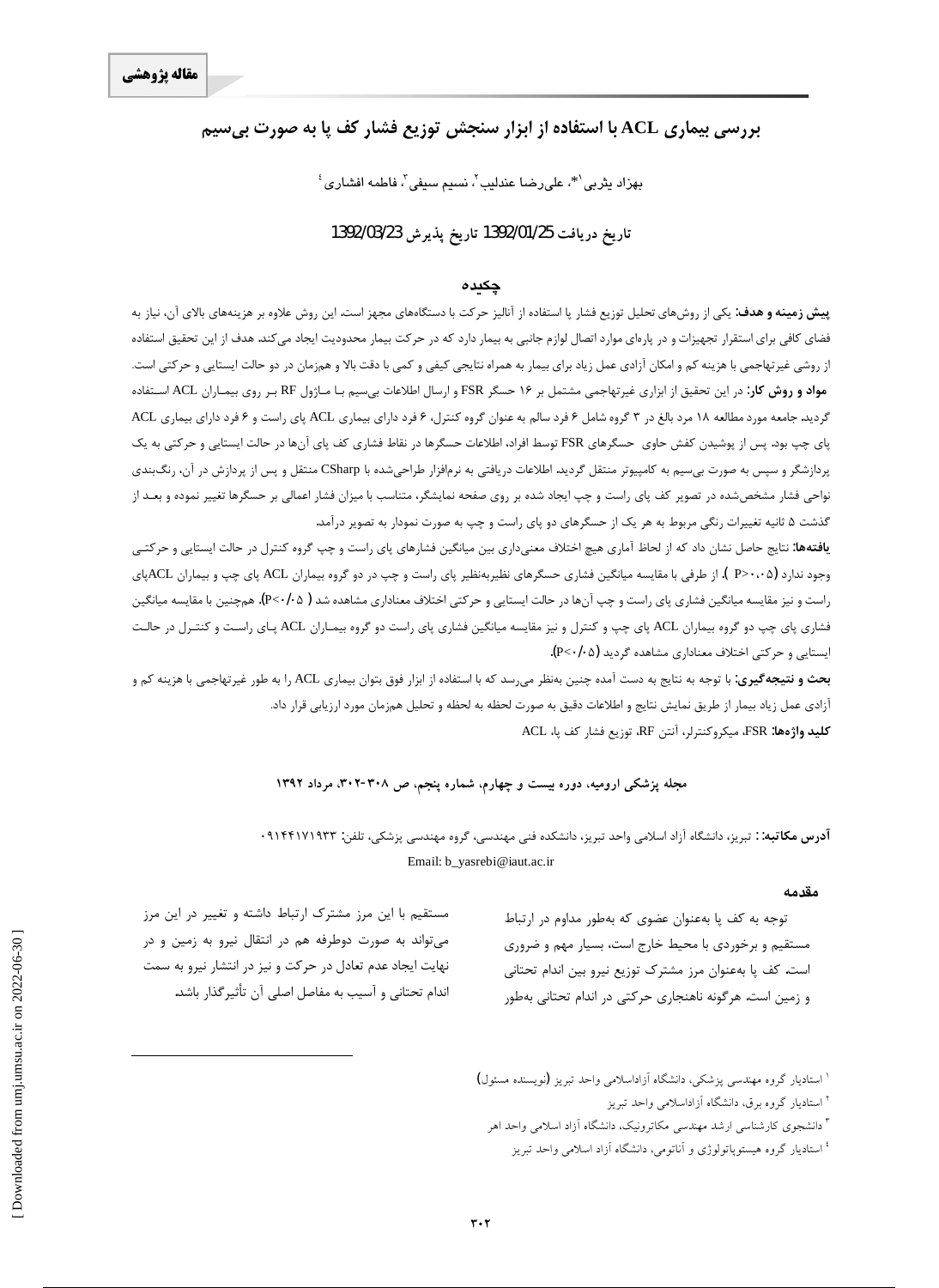**مقاله پژوهشی**

# بررسی بیماری ACL با استفاده از ابزار سنجش توزیع فشار کف پا به صورت بی‌سیم

بهزاد یثربی[1]*، علی‌رضا عندلیب[2]، نسیم سیفی[3]، فاطمه افشاری[4]

تاریخ دریافت 1392/01/25 تاریخ پذیرش 1392/03/23

## چکیده

**پیش زمینه و هدف:** یکی از روش‌های تحلیل توزیع فشار پا استفاده از آنالیز حرکت با دستگاه‌های مجهز است. این روش علاوه بر هزینه‌های بالای آن، نیاز به فضای کافی برای استقرار تجهیزات و در پاره‌ای موارد اتصال لوازم جانبی به بیمار دارد که در حرکت بیمار محدودیت ایجاد می‌کند. هدف از این تحقیق استفاده از روشی غیرتهاجمی با هزینه کم و امکان آزادی عمل زیاد برای بیمار به همراه نتایجی کیفی و کمی با دقت بالا و همزمان در دو حالت ایستایی و حرکتی است.

**مواد و روش کار:** در این تحقیق از ابزاری غیرتهاجمی مشتمل بر ۱۶ حسگر FSR و ارسال اطلاعات بی‌سیم با ماژول RF بر روی بیماران ACL استفاده گردید. جامعه مورد مطالعه ۱۸ مرد بالغ در ۳ گروه شامل ۶ فرد سالم به عنوان گروه کنترل، ۶ فرد دارای بیماری ACL پای راست و ۶ فرد دارای بیماری ACL پای چپ بود. پس از پوشیدن کفش حاوی حسگرهای FSR توسط افراد، اطلاعات حسگرها در نقاط فشاری کف پای آن‌ها در حالت ایستایی و حرکتی به یک پردازشگر و سپس به صورت بی‌سیم به کامپیوتر منتقل گردید. اطلاعات دریافتی به نرم‌افزار طراحی‌شده با CSharp منتقل و پس از پردازش در آن، رنگ‌بندی نواحی فشار مشخص‌شده در تصویر کف پای راست و چپ ایجاد شده بر روی صفحه نمایشگر، متناسب با میزان فشار اعمالی بر حسگرها تغییر نموده و بعد از گذشت ۵ ثانیه تغییرات رنگی مربوط به هر یک از حسگرهای دو پای راست و چپ به صورت نمودار به تصویر درآمد.

**یافته‌ها:** نتایج حاصل نشان داد که از لحاظ آماری هیچ اختلاف معنی‌داری بین میانگین فشارهای پای راست و چپ گروه کنترل در حالت ایستایی و حرکتی وجود ندارد ($P>0.05$). از طرفی با مقایسه میانگین فشاری حسگرهای نظیربه‌نظیر پای راست و چپ در دو گروه بیماران ACL پای چپ و بیماران ACLپای راست و نیز مقایسه میانگین فشاری پای راست و چپ آن‌ها در حالت ایستایی و حرکتی اختلاف معناداری مشاهده شد ($P<0.05$). همچنین با مقایسه میانگین فشاری پای چپ دو گروه بیماران ACL پای چپ و کنترل و نیز مقایسه میانگین فشاری پای راست دو گروه بیماران ACL پای راست و کنترل در حالت ایستایی و حرکتی اختلاف معناداری مشاهده گردید ($P<0.05$).

**بحث و نتیجه‌گیری:** با توجه به نتایج به دست آمده چنین به‌نظر می‌رسد که با استفاده از ابزار فوق بتوان بیماری ACL را به طور غیرتهاجمی با هزینه کم و آزادی عمل زیاد بیمار از طریق نمایش نتایج و اطلاعات دقیق به صورت لحظه به لحظه و تحلیل همزمان مورد ارزیابی قرار داد.

**کلید واژه‌ها:** FSR، میکروکنترلر، آنتن RF، توزیع فشار کف پا، ACL

**مجله پزشکی ارومیه، دوره بیست و چهارم، شماره پنجم، ص ۳۰۸-۳۰۲، مرداد ۱۳۹۲**

**آدرس مکاتبه:** تبریز، دانشگاه آزاد اسلامی واحد تبریز، دانشکده فنی مهندسی، گروه مهندسی پزشکی، تلفن: ۰۹۱۴۴۱۷۱۹۳۳

Email: b_yasrebi@iaut.ac.ir

## مقدمه

توجه به کف پا به‌عنوان عضوی که به‌طور مداوم در ارتباط مستقیم و برخوردی با محیط خارج است، بسیار مهم و ضروری است. کف پا به‌عنوان مرز مشترک توزیع نیرو بین اندام تحتانی و زمین است. هرگونه ناهنجاری حرکتی در اندام تحتانی به‌طور مستقیم با این مرز مشترک ارتباط داشته و تغییر در این مرز می‌تواند به صورت دوطرفه هم در انتقال نیرو به زمین و در نهایت ایجاد عدم تعادل در حرکت و نیز در انتشار نیرو به سمت اندام تحتانی و آسیب به مفاصل اصلی آن تأثیرگذار باشد.

---

[1] استادیار گروه مهندسی پزشکی، دانشگاه آزاداسلامی واحد تبریز (نویسنده مسئول)

[2] استادیار گروه برق، دانشگاه آزاداسلامی واحد تبریز

[3] دانشجوی کارشناسی ارشد مهندسی مکاترونیک، دانشگاه آزاد اسلامی واحد اهر

[4] استادیار گروه هیستوپاتولوژی و آناتومی، دانشگاه آزاد اسلامی واحد تبریز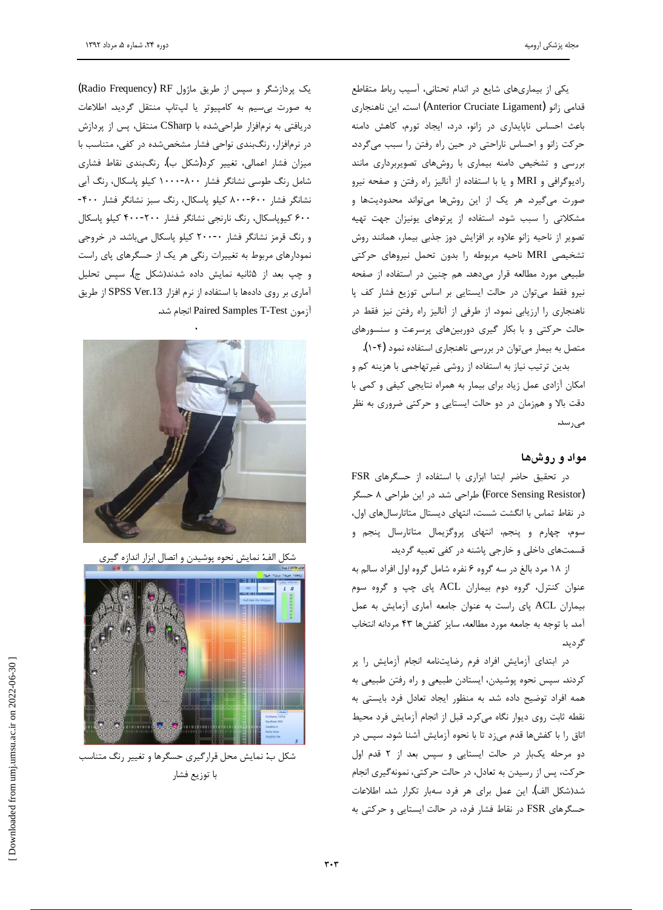یکی از بیماری‌های شایع در اندام تحتانی، آسیب رباط متقاطع قدامی زانو (Anterior Cruciate Ligament) است. این ناهنجاری باعث احساس ناپایداری در زانو، درد، ایجاد تورم، کاهش دامنه حرکت زانو و احساس ناراحتی در حین راه رفتن را سبب می‌گردد. بررسی و تشخیص دامنه بیماری با روش‌های تصویربرداری مانند رادیوگرافی و MRI و یا با استفاده از آنالیز راه رفتن و صفحه نیرو صورت می‌گیرد. هر یک از این روش‌ها می‌تواند محدودیت‌ها و مشکلاتی را سبب شود. استفاده از پرتوهای یونیزان جهت تهیه تصویر از ناحیه زانو علاوه بر افزایش دوز جذبی بیمار، همانند روش تشخیصی MRI ناحیه مربوطه را بدون تحمل نیروهای حرکتی طبیعی مورد مطالعه قرار می‌دهد. هم چنین در استفاده از صفحه نیرو فقط می‌توان در حالت ایستایی بر اساس توزیع فشار کف پا ناهنجاری را ارزیابی نمود. از طرفی از آنالیز راه رفتن نیز فقط در حالت حرکتی و با بکار گیری دوربین‌های پرسرعت و سنسورهای متصل به بیمار می‌توان در بررسی ناهنجاری استفاده نمود (۴-۱).

بدین ترتیب نیاز به استفاده از روشی غیرتهاجمی با هزینه کم و امکان آزادی عمل زیاد برای بیمار به همراه نتایجی کیفی و کمی با دقت بالا و هم‌زمان در دو حالت ایستایی و حرکتی ضروری به نظر می‌رسد.

## مواد و روش‌ها

در تحقیق حاضر ابتدا ابزاری با استفاده از حسگرهای FSR (Force Sensing Resistor) طراحی شد. در این طراحی ۸ حسگر در نقاط تماس با انگشت شست، انتهای دیستال متاتارسال‌های اول، سوم، چهارم و پنجم، انتهای پروگزیمال متاتارسال پنجم و قسمت‌های داخلی و خارجی پاشنه در کفی تعبیه گردید.

از ۱۸ مرد بالغ در سه گروه ۶ نفره شامل گروه اول افراد سالم به عنوان کنترل، گروه دوم بیماران ACL پای چپ و گروه سوم بیماران ACL پای راست به عنوان جامعه آماری آزمایش به عمل آمد. با توجه به جامعه مورد مطالعه، سایز کفش‌ها ۴۳ مردانه انتخاب گردید.

در ابتدای آزمایش افراد فرم رضایت‌نامه انجام آزمایش را پر کردند. سپس نحوه پوشیدن، ایستادن طبیعی و راه رفتن طبیعی به همه افراد توضیح داده شد. به منظور ایجاد تعادل فرد بایستی به نقطه ثابت روی دیوار نگاه می‌کرد. قبل از انجام آزمایش فرد محیط اتاق را با کفش‌ها قدم می‌زد تا با نحوه آزمایش آشنا شود. سپس در دو مرحله یک‌بار در حالت ایستایی و سپس بعد از ۲ قدم اول حرکت، پس از رسیدن به تعادل، در حالت حرکتی، نمونه‌گیری انجام شد(شکل الف). این عمل برای هر فرد سه‌بار تکرار شد. اطلاعات حسگرهای FSR در نقاط فشار فرد، در حالت ایستایی و حرکتی به یک پردازشگر و سپس از طریق ماژول RF (Radio Frequency) به صورت بی‌سیم به کامپیوتر یا لپ‌تاپ منتقل گردید. اطلاعات دریافتی به نرم‌افزار طراحی‌شده با CSharp منتقل، پس از پردازش در نرم‌افزار، رنگ‌بندی نواحی فشار مشخص‌شده در کفی، متناسب با میزان فشار اعمالی، تغییر کرد(شکل ب). رنگ‌بندی نقاط فشاری شامل رنگ طوسی نشانگر فشار ۸۰۰-۱۰۰۰ کیلو پاسکال، رنگ آبی نشانگر فشار ۶۰۰-۸۰۰ کیلو پاسکال، رنگ سبز نشانگر فشار ۴۰۰-۶۰۰ کیلوپاسکال، رنگ نارنجی نشانگر فشار ۲۰۰-۴۰۰ کیلو پاسکال و رنگ قرمز نشانگر فشار ۰-۲۰۰ کیلو پاسکال می‌باشد. در خروجی نمودارهای مربوط به تغییرات رنگی هر یک از حسگرهای پای راست و چپ بعد از ۵ثانیه نمایش داده شدند(شکل ج). سپس تحلیل آماری بر روی داده‌ها با استفاده از نرم افزار SPSS Ver.13 از طریق آزمون Paired Samples T-Test انجام شد.

شکل الف: نمایش نحوه پوشیدن و اتصال ابزار اندازه گیری

شکل ب: نمایش محل قرارگیری حسگرها و تغییر رنگ متناسب با توزیع فشار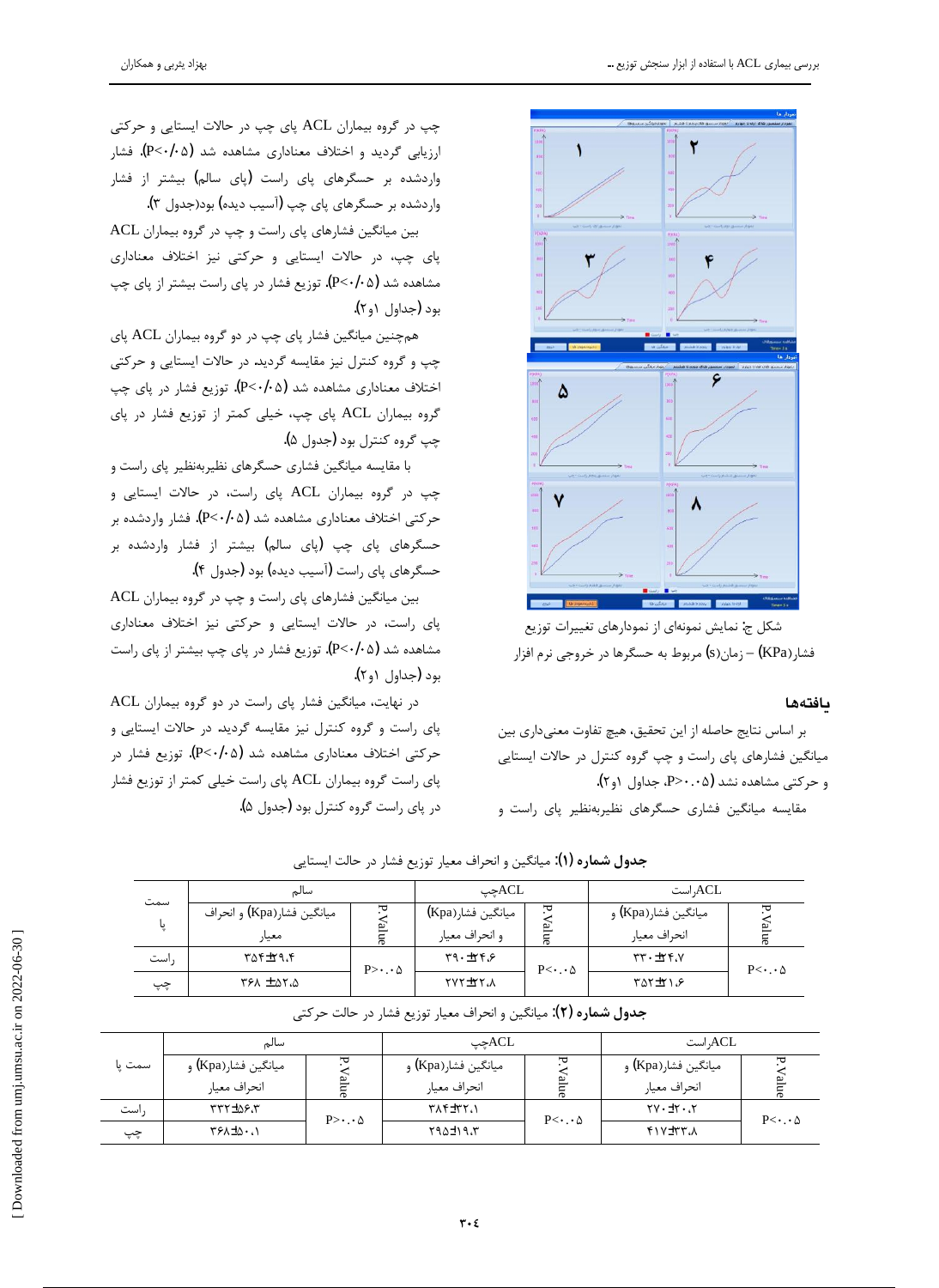شکل ج: نمایش نمونه‌ای از نمودارهای تغییرات توزیع فشار(KPa) – زمان(s) مربوط به حسگرها در خروجی نرم افزار

## یافته‌ها

بر اساس نتایج حاصله از این تحقیق، هیچ تفاوت معنی‌داری بین میانگین فشارهای پای راست و چپ گروه کنترل در حالات ایستایی و حرکتی مشاهده نشد (P>۰.۰۵، جداول ۱و۲).

مقایسه میانگین فشاری حسگرهای نظیربه‌نظیر پای راست و چپ در گروه بیماران ACL پای چپ در حالات ایستایی و حرکتی ارزیابی گردید و اختلاف معناداری مشاهده شد (P<۰/۰۵). فشار وارده‌شده بر حسگرهای پای راست (پای سالم) بیشتر از فشار وارده‌شده بر حسگرهای پای چپ (آسیب دیده) بود(جدول ۳).

بین میانگین فشارهای پای راست و چپ در گروه بیماران ACL پای چپ، در حالات ایستایی و حرکتی نیز اختلاف معناداری مشاهده شد (P<۰/۰۵). توزیع فشار در پای راست بیشتر از پای چپ بود (جداول ۱و۲).

همچنین میانگین فشار پای چپ در دو گروه بیماران ACL پای چپ و گروه کنترل نیز مقایسه گردید. در حالات ایستایی و حرکتی اختلاف معناداری مشاهده شد (P<۰/۰۵). توزیع فشار در پای چپ گروه بیماران ACL پای چپ، خیلی کمتر از توزیع فشار در پای چپ گروه کنترل بود (جدول ۵).

با مقایسه میانگین فشاری حسگرهای نظیربه‌نظیر پای راست و چپ در گروه بیماران ACL پای راست، در حالات ایستایی و حرکتی اختلاف معناداری مشاهده شد (P<۰/۰۵). فشار وارده‌شده بر حسگرهای پای چپ (پای سالم) بیشتر از فشار وارده‌شده بر حسگرهای پای راست (آسیب دیده) بود (جدول ۴).

بین میانگین فشارهای پای راست و چپ در گروه بیماران ACL پای راست، در حالات ایستایی و حرکتی نیز اختلاف معناداری مشاهده شد (P<۰/۰۵). توزیع فشار در پای چپ بیشتر از پای راست بود (جداول ۱و۲).

در نهایت، میانگین فشار پای راست در دو گروه بیماران ACL پای راست و گروه کنترل نیز مقایسه گردید. در حالات ایستایی و حرکتی اختلاف معناداری مشاهده شد (P<۰/۰۵). توزیع فشار در پای راست گروه بیماران ACL پای راست خیلی کمتر از توزیع فشار در پای راست گروه کنترل بود (جدول ۵).

**جدول شماره (۱):** میانگین و انحراف معیار توزیع فشار در حالت ایستایی

| سمت پا | سالم | | ACLچپ | | ACLراست | |
|---|---|---|---|---|---|---|
| | میانگین فشار(Kpa) و انحراف معیار | P.Value | میانگین فشار(Kpa) و انحراف معیار | P.Value | میانگین فشار(Kpa) و انحراف معیار | P.Value |
| راست | ۳۵۴±۹.۴ | P>۰.۰۵ | ۳۹۰±۴.۶ | P<۰.۰۵ | ۳۳۰±۴.۷ | P<۰.۰۵ |
| چپ | ۳۶۸ ±۵۲.۵ | | ۲۷۲±۲.۸ | | ۳۵۲±۱.۶ | |

**جدول شماره (۲):** میانگین و انحراف معیار توزیع فشار در حالت حرکتی

| سمت پا | سالم | | ACLچپ | | ACLراست | |
|---|---|---|---|---|---|---|
| | میانگین فشار(Kpa) و انحراف معیار | P.Value | میانگین فشار(Kpa) و انحراف معیار | P.Value | میانگین فشار(Kpa) و انحراف معیار | P.Value |
| راست | ۳۳۲±۵۶.۳ | P>۰.۰۵ | ۳۸۴±۳۲.۱ | P<۰.۰۵ | ۲۷۰±۲۰.۲ | P<۰.۰۵ |
| چپ | ۳۶۸±۵۰.۱ | | ۲۹۵±۱۹.۳ | | ۴۱۷±۳۳.۸ | |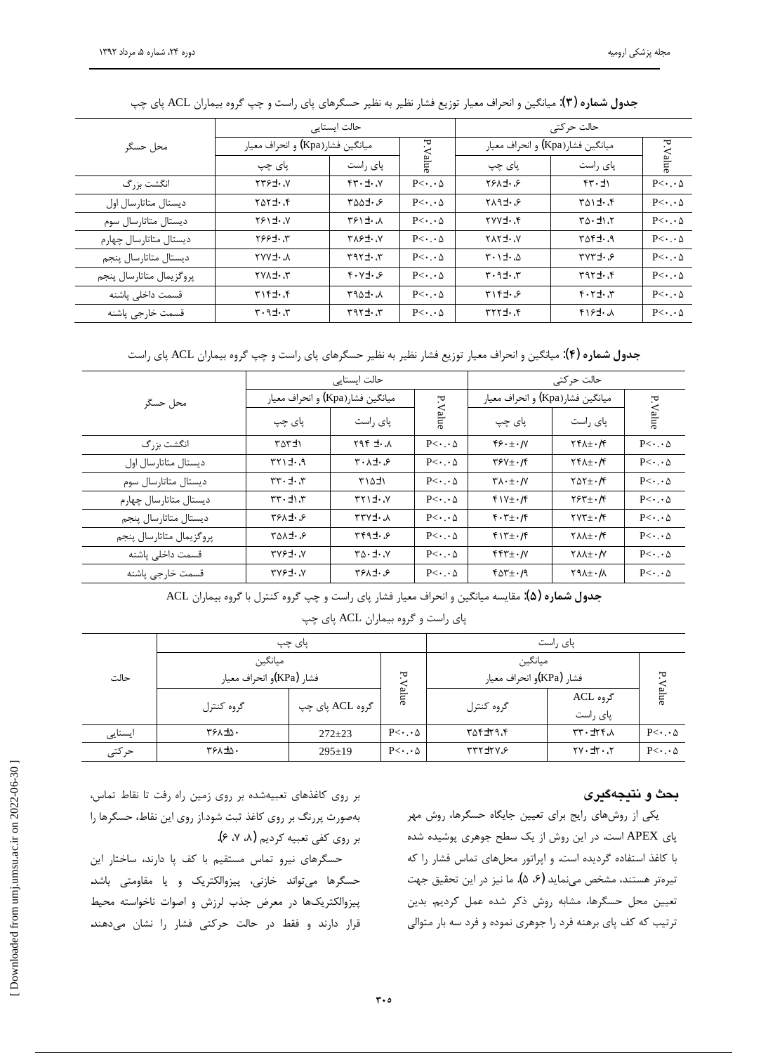**جدول شماره (۳):** میانگین و انحراف معیار توزیع فشار نظیر به نظیر حسگرهای پای راست و چپ گروه بیماران ACL پای چپ

| محل حسگر | حالت ایستایی | | | حالت حرکتی | | |
|---|---|---|---|---|---|---|
| | میانگین فشار(Kpa) و انحراف معیار | | P.Value | میانگین فشار(Kpa) و انحراف معیار | | P.Value |
| | پای چپ | پای راست | | پای چپ | پای راست | |
| انگشت بزرگ | ۲۳۶±۰.۷ | ۴۳۰±۰.۷ | P<۰.۰۵ | ۲۶۸±۰.۶ | ۴۳۰±۱ | P<۰.۰۵ |
| دیستال متاتارسال اول | ۲۵۲±۰.۴ | ۳۵۵±۰.۶ | P<۰.۰۵ | ۲۸۹±۰.۶ | ۳۵۱±۰.۴ | P<۰.۰۵ |
| دیستال متاتارسال سوم | ۲۶۱±۰.۷ | ۳۶۱±۰.۸ | P<۰.۰۵ | ۲۷۷±۰.۴ | ۳۵۰±۱.۲ | P<۰.۰۵ |
| دیستال متاتارسال چهارم | ۲۶۶±۰.۳ | ۳۸۶±۰.۷ | P<۰.۰۵ | ۲۸۲±۰.۷ | ۳۵۴±۰.۹ | P<۰.۰۵ |
| دیستال متاتارسال پنجم | ۲۷۷±۰.۸ | ۳۹۲±۰.۳ | P<۰.۰۵ | ۳۰۱±۰.۵ | ۳۷۳±۰.۶ | P<۰.۰۵ |
| پروگزیمال متاتارسال پنجم | ۲۷۸±۰.۳ | ۴۰۷±۰.۶ | P<۰.۰۵ | ۳۰۹±۰.۳ | ۳۹۲±۰.۴ | P<۰.۰۵ |
| قسمت داخلی پاشنه | ۳۱۴±۰.۴ | ۳۹۵±۰.۸ | P<۰.۰۵ | ۳۱۴±۰.۶ | ۴۰۲±۰.۳ | P<۰.۰۵ |
| قسمت خارجی پاشنه | ۳۰۹±۰.۳ | ۳۹۲±۰.۳ | P<۰.۰۵ | ۳۲۲±۰.۴ | ۴۱۶±۰.۸ | P<۰.۰۵ |

**جدول شماره (۴):** میانگین و انحراف معیار توزیع فشار نظیر به نظیر حسگرهای پای راست و چپ گروه بیماران ACL پای راست

| محل حسگر | حالت ایستایی | | | حالت حرکتی | | |
|---|---|---|---|---|---|---|
| | میانگین فشار(Kpa) و انحراف معیار | | P.Value | میانگین فشار(Kpa) و انحراف معیار | | P.Value |
| | پای چپ | پای راست | | پای چپ | پای راست | |
| انگشت بزرگ | ۳۵۳±۱ | ۲۹۴ ±۰.۸ | P<۰.۰۵ | ۴۶۰±۰/۷ | ۲۴۸±۰/۴ | P<۰.۰۵ |
| دیستال متاتارسال اول | ۳۲۱±۰.۹ | ۳۰۸±۰.۶ | P<۰.۰۵ | ۳۶۷±۰/۴ | ۲۴۸±۰/۴ | P<۰.۰۵ |
| دیستال متاتارسال سوم | ۳۳۰±۰.۳ | ۳۱۵±۱ | P<۰.۰۵ | ۳۸۰±۰/۷ | ۲۵۲±۰/۴ | P<۰.۰۵ |
| دیستال متاتارسال چهارم | ۳۳۰±۱.۳ | ۳۲۱±۰.۷ | P<۰.۰۵ | ۴۱۷±۰/۴ | ۲۶۳±۰/۴ | P<۰.۰۵ |
| دیستال متاتارسال پنجم | ۳۶۸±۰.۶ | ۳۳۷±۰.۸ | P<۰.۰۵ | ۴۰۳±۰/۴ | ۲۷۳±۰/۴ | P<۰.۰۵ |
| پروگزیمال متاتارسال پنجم | ۳۵۸±۰.۶ | ۳۴۹±۰.۶ | P<۰.۰۵ | ۴۱۳±۰/۴ | ۲۸۸±۰/۴ | P<۰.۰۵ |
| قسمت داخلی پاشنه | ۳۷۶±۰.۷ | ۳۵۰±۰.۷ | P<۰.۰۵ | ۴۴۳±۰/۷ | ۲۸۸±۰/۷ | P<۰.۰۵ |
| قسمت خارجی پاشنه | ۳۷۶±۰.۷ | ۳۶۸±۰.۶ | P<۰.۰۵ | ۴۵۳±۰/۹ | ۲۹۸±۰/۸ | P<۰.۰۵ |

**جدول شماره (۵):** مقایسه میانگین و انحراف معیار فشار پای راست و چپ گروه کنترل با گروه بیماران ACL پای راست و گروه بیماران ACL پای چپ

| حالت | پای چپ | | | پای راست | | |
|---|---|---|---|---|---|---|
| | میانگین فشار (KPa)و انحراف معیار | | P.Value | میانگین فشار (KPa)و انحراف معیار | | P.Value |
| | گروه کنترل | گروه ACL پای چپ | | گروه کنترل | گروه ACL پای راست | |
| ایستایی | ۳۶۸±۵۰ | 272±23 | P<۰.۰۵ | ۳۵۴±۲۹.۴ | ۳۳۰±۲۴.۸ | P<۰.۰۵ |
| حرکتی | ۳۶۸±۵۰ | 295±19 | P<۰.۰۵ | ۳۳۲±۲۷.۶ | ۲۷۰±۲۰.۲ | P<۰.۰۵ |

## بحث و نتیجه‌گیری

یکی از روش‌های رایج برای تعیین جایگاه حسگرها، روش مهر پای APEX است. در این روش از یک سطح جوهری پوشیده شده با کاغذ استفاده گردیده است. و اپراتور محل‌های تماس فشار را که تیره‌تر هستند، مشخص می‌نماید (۶، ۵). ما نیز در این تحقیق جهت تعیین محل حسگرها، مشابه روش ذکر شده عمل کردیم. بدین ترتیب که کف پای برهنه فرد را جوهری نموده و فرد سه بار متوالی بر روی کاغذهای تعبیه‌شده بر روی زمین راه رفت تا نقاط تماس، به‌صورت پررنگ بر روی کاغذ ثبت شود. از روی این نقاط، حسگرها را بر روی کفی تعبیه کردیم (۸، ۷، ۶).

حسگرهای نیرو تماس مستقیم با کف پا دارند، ساختار این حسگرها می‌تواند خازنی، پیزوالکتریک و یا مقاومتی باشد. پیزوالکتریک‌ها در معرض جذب لرزش و اصوات ناخواسته محیط قرار دارند و فقط در حالت حرکتی فشار را نشان می‌دهند.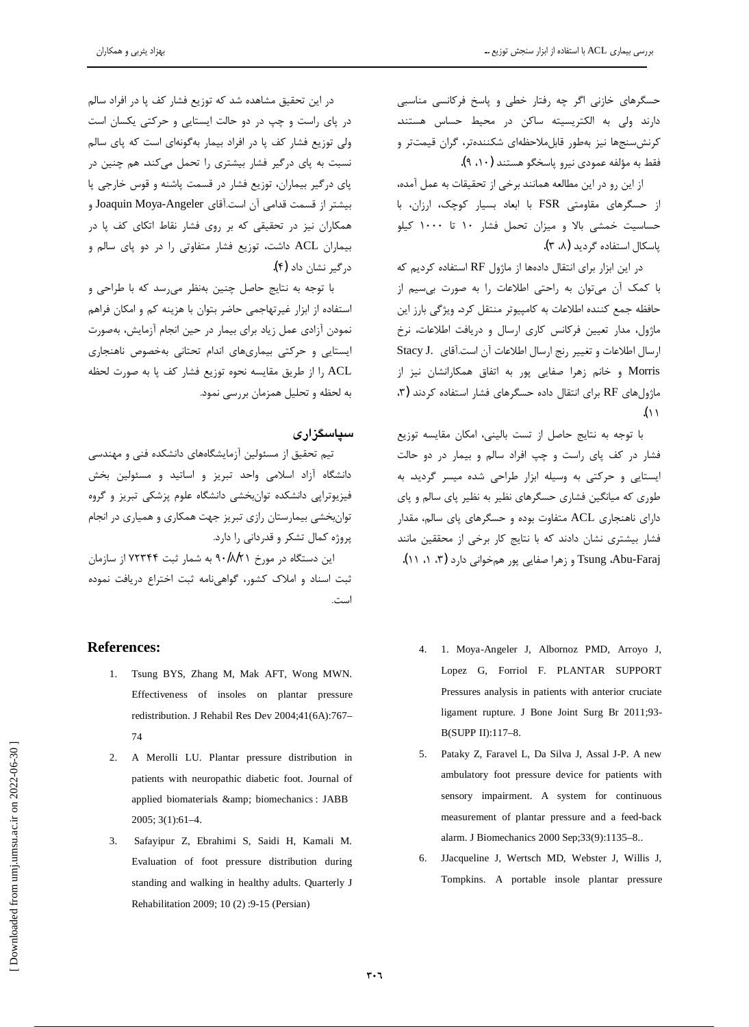حسگرهای خازنی اگر چه رفتار خطی و پاسخ فرکانسی مناسبی دارند ولی به الکتریسیته ساکن در محیط حساس هستند. کرنش‌سنج‌ها نیز به‌طور قابل‌ملاحظه‌ای شکننده‌تر، گران قیمت‌تر و فقط به مؤلفه عمودی نیرو پاسخگو هستند (۱۰، ۹).

از این رو در این مطالعه همانند برخی از تحقیقات به عمل آمده، از حسگرهای مقاومتی FSR با ابعاد بسیار کوچک، ارزان، با حساسیت خمشی بالا و میزان تحمل فشار ۱۰ تا ۱۰۰۰ کیلو پاسکال استفاده گردید (۸، ۳).

در این ابزار برای انتقال داده‌ها از ماژول RF استفاده کردیم که با کمک آن می‌توان به راحتی اطلاعات را به صورت بی‌سیم از حافظه جمع کننده اطلاعات به کامپیوتر منتقل کرد. ویژگی بارز این ماژول، مدار تعیین فرکانس کاری ارسال و دریافت اطلاعات، نرخ ارسال اطلاعات و تغییر رنج ارسال اطلاعات آن است.آقای Stacy J. Morris و خانم زهرا صفایی پور به اتفاق همکارانشان نیز از ماژول‌های RF برای انتقال داده حسگرهای فشار استفاده کردند (۳، ۱۱).

با توجه به نتایج حاصل از تست بالینی، امکان مقایسه توزیع فشار در کف پای راست و چپ افراد سالم و بیمار در دو حالت ایستایی و حرکتی به وسیله ابزار طراحی شده میسر گردید. به طوری که میانگین فشاری حسگرهای نظیر به نظیر پای سالم و پای دارای ناهنجاری ACL متفاوت بوده و حسگرهای پای سالم، مقدار فشار بیشتری نشان دادند که با نتایج کار برخی از محققین مانند Tsung ،Abu-Faraj و زهرا صفایی پور هم‌خوانی دارد (۳، ۱، ۱۱).

در این تحقیق مشاهده شد که توزیع فشار کف پا در افراد سالم در پای راست و چپ در دو حالت ایستایی و حرکتی یکسان است ولی توزیع فشار کف پا در افراد بیمار به‌گونه‌ای است که پای سالم نسبت به پای درگیر فشار بیشتری را تحمل می‌کند. هم چنین در پای درگیر بیماران، توزیع فشار در قسمت پاشنه و قوس خارجی پا بیشتر از قسمت قدامی آن است.آقای Joaquin Moya-Angeler و همکاران نیز در تحقیقی که بر روی فشار نقاط اتکای کف پا در بیماران ACL داشت، توزیع فشار متفاوتی را در دو پای سالم و درگیر نشان داد (۴).

با توجه به نتایج حاصل چنین به‌نظر می‌رسد که با طراحی و استفاده از ابزار غیرتهاجمی حاضر بتوان با هزینه کم و امکان فراهم نمودن آزادی عمل زیاد برای بیمار در حین انجام آزمایش، به‌صورت ایستایی و حرکتی بیماری‌های اندام تحتانی به‌خصوص ناهنجاری ACL را از طریق مقایسه نحوه توزیع فشار کف پا به صورت لحظه به لحظه و تحلیل همزمان بررسی نمود.

## سپاسگزاری

تیم تحقیق از مسئولین آزمایشگاه‌های دانشکده فنی و مهندسی دانشگاه آزاد اسلامی واحد تبریز و اساتید و مسئولین بخش فیزیوتراپی دانشکده توان‌بخشی دانشگاه علوم پزشکی تبریز و گروه توان‌بخشی بیمارستان رازی تبریز جهت همکاری و همیاری در انجام پروژه کمال تشکر و قدردانی را دارد.

این دستگاه در مورخ ۹۰/۸/۲۱ به شمار ثبت ۷۲۳۴۴ از سازمان ثبت اسناد و املاک کشور، گواهی‌نامه ثبت اختراع دریافت نموده است.

## References:

1. Tsung BYS, Zhang M, Mak AFT, Wong MWN. Effectiveness of insoles on plantar pressure redistribution. J Rehabil Res Dev 2004;41(6A):767–74
2. A Merolli LU. Plantar pressure distribution in patients with neuropathic diabetic foot. Journal of applied biomaterials &amp; biomechanics : JABB 2005; 3(1):61–4.
3. Safayipur Z, Ebrahimi S, Saidi H, Kamali M. Evaluation of foot pressure distribution during standing and walking in healthy adults. Quarterly J Rehabilitation 2009; 10 (2) :9-15 (Persian)
4. 1. Moya-Angeler J, Albornoz PMD, Arroyo J, Lopez G, Forriol F. PLANTAR SUPPORT Pressures analysis in patients with anterior cruciate ligament rupture. J Bone Joint Surg Br 2011;93-B(SUPP II):117–8.
5. Pataky Z, Faravel L, Da Silva J, Assal J-P. A new ambulatory foot pressure device for patients with sensory impairment. A system for continuous measurement of plantar pressure and a feed-back alarm. J Biomechanics 2000 Sep;33(9):1135–8..
6. JJacqueline J, Wertsch MD, Webster J, Willis J, Tompkins. A portable insole plantar pressure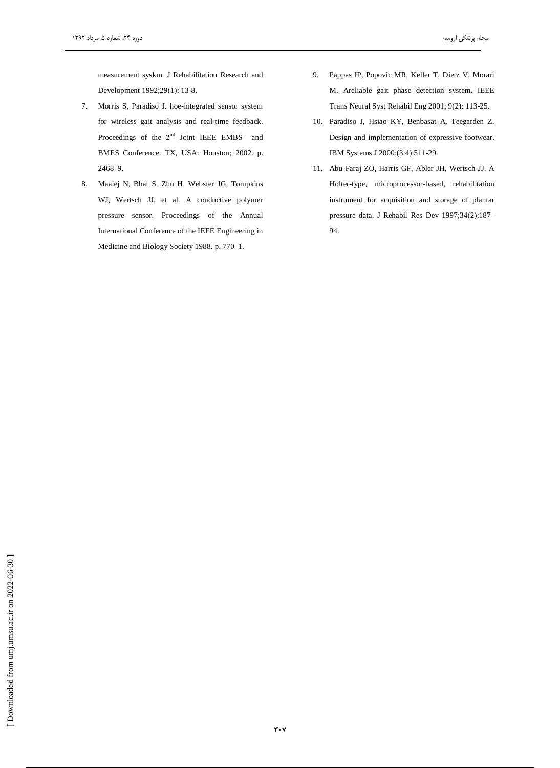measurement syskm. J Rehabilitation Research and Development 1992;29(1): 13-8.

7. Morris S, Paradiso J. hoe-integrated sensor system for wireless gait analysis and real-time feedback. Proceedings of the 2nd Joint IEEE EMBS and BMES Conference. TX, USA: Houston; 2002. p. 2468–9.
8. Maalej N, Bhat S, Zhu H, Webster JG, Tompkins WJ, Wertsch JJ, et al. A conductive polymer pressure sensor. Proceedings of the Annual International Conference of the IEEE Engineering in Medicine and Biology Society 1988. p. 770–1.
9. Pappas IP, Popovic MR, Keller T, Dietz V, Morari M. Areliable gait phase detection system. IEEE Trans Neural Syst Rehabil Eng 2001; 9(2): 113-25.
10. Paradiso J, Hsiao KY, Benbasat A, Teegarden Z. Design and implementation of expressive footwear. IBM Systems J 2000;(3.4):511-29.
11. Abu-Faraj ZO, Harris GF, Abler JH, Wertsch JJ. A Holter-type, microprocessor-based, rehabilitation instrument for acquisition and storage of plantar pressure data. J Rehabil Res Dev 1997;34(2):187–94.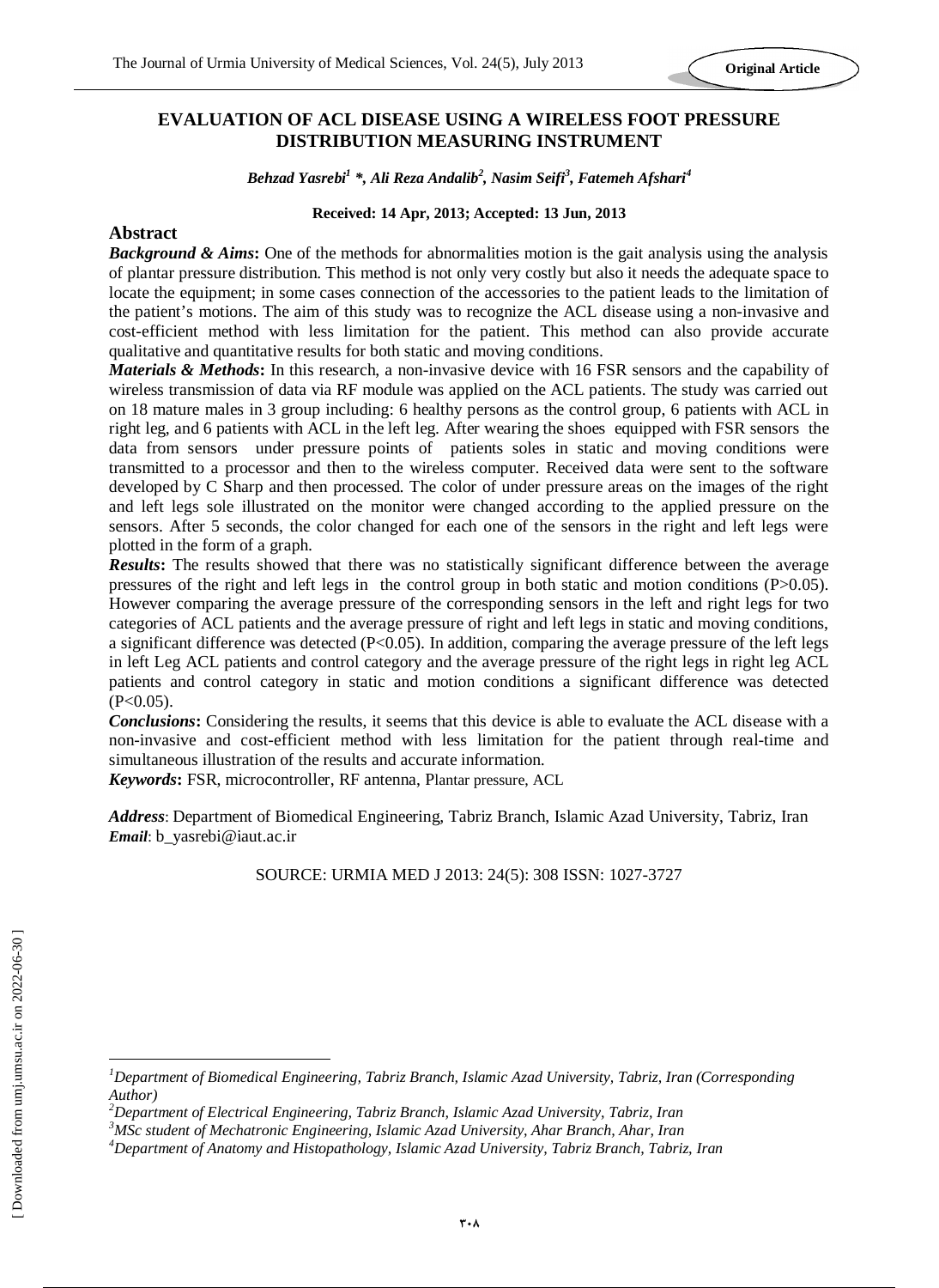# EVALUATION OF ACL DISEASE USING A WIRELESS FOOT PRESSURE DISTRIBUTION MEASURING INSTRUMENT

***Behzad Yasrebi[1] \*, Ali Reza Andalib[2], Nasim Seifi[3], Fatemeh Afshari[4]***

**Received: 14 Apr, 2013; Accepted: 13 Jun, 2013**

## Abstract

***Background & Aims*:** One of the methods for abnormalities motion is the gait analysis using the analysis of plantar pressure distribution. This method is not only very costly but also it needs the adequate space to locate the equipment; in some cases connection of the accessories to the patient leads to the limitation of the patient's motions. The aim of this study was to recognize the ACL disease using a non-invasive and cost-efficient method with less limitation for the patient. This method can also provide accurate qualitative and quantitative results for both static and moving conditions.

***Materials & Methods*:** In this research, a non-invasive device with 16 FSR sensors and the capability of wireless transmission of data via RF module was applied on the ACL patients. The study was carried out on 18 mature males in 3 group including: 6 healthy persons as the control group, 6 patients with ACL in right leg, and 6 patients with ACL in the left leg. After wearing the shoes equipped with FSR sensors the data from sensors under pressure points of patients soles in static and moving conditions were transmitted to a processor and then to the wireless computer. Received data were sent to the software developed by C Sharp and then processed. The color of under pressure areas on the images of the right and left legs sole illustrated on the monitor were changed according to the applied pressure on the sensors. After 5 seconds, the color changed for each one of the sensors in the right and left legs were plotted in the form of a graph.

***Results*:** The results showed that there was no statistically significant difference between the average pressures of the right and left legs in the control group in both static and motion conditions ($P>0.05$). However comparing the average pressure of the corresponding sensors in the left and right legs for two categories of ACL patients and the average pressure of right and left legs in static and moving conditions, a significant difference was detected ($P<0.05$). In addition, comparing the average pressure of the left legs in left Leg ACL patients and control category and the average pressure of the right legs in right leg ACL patients and control category in static and motion conditions a significant difference was detected ($P<0.05$).

***Conclusions*:** Considering the results, it seems that this device is able to evaluate the ACL disease with a non-invasive and cost-efficient method with less limitation for the patient through real-time and simultaneous illustration of the results and accurate information.

***Keywords*:** FSR, microcontroller, RF antenna, Plantar pressure, ACL

***Address***: Department of Biomedical Engineering, Tabriz Branch, Islamic Azad University, Tabriz, Iran
***Email***: b_yasrebi@iaut.ac.ir

SOURCE: URMIA MED J 2013: 24(5): 308 ISSN: 1027-3727

---

[1] *Department of Biomedical Engineering, Tabriz Branch, Islamic Azad University, Tabriz, Iran (Corresponding Author)*
[2] *Department of Electrical Engineering, Tabriz Branch, Islamic Azad University, Tabriz, Iran*
[3] *MSc student of Mechatronic Engineering, Islamic Azad University, Ahar Branch, Ahar, Iran*
[4] *Department of Anatomy and Histopathology, Islamic Azad University, Tabriz Branch, Tabriz, Iran*